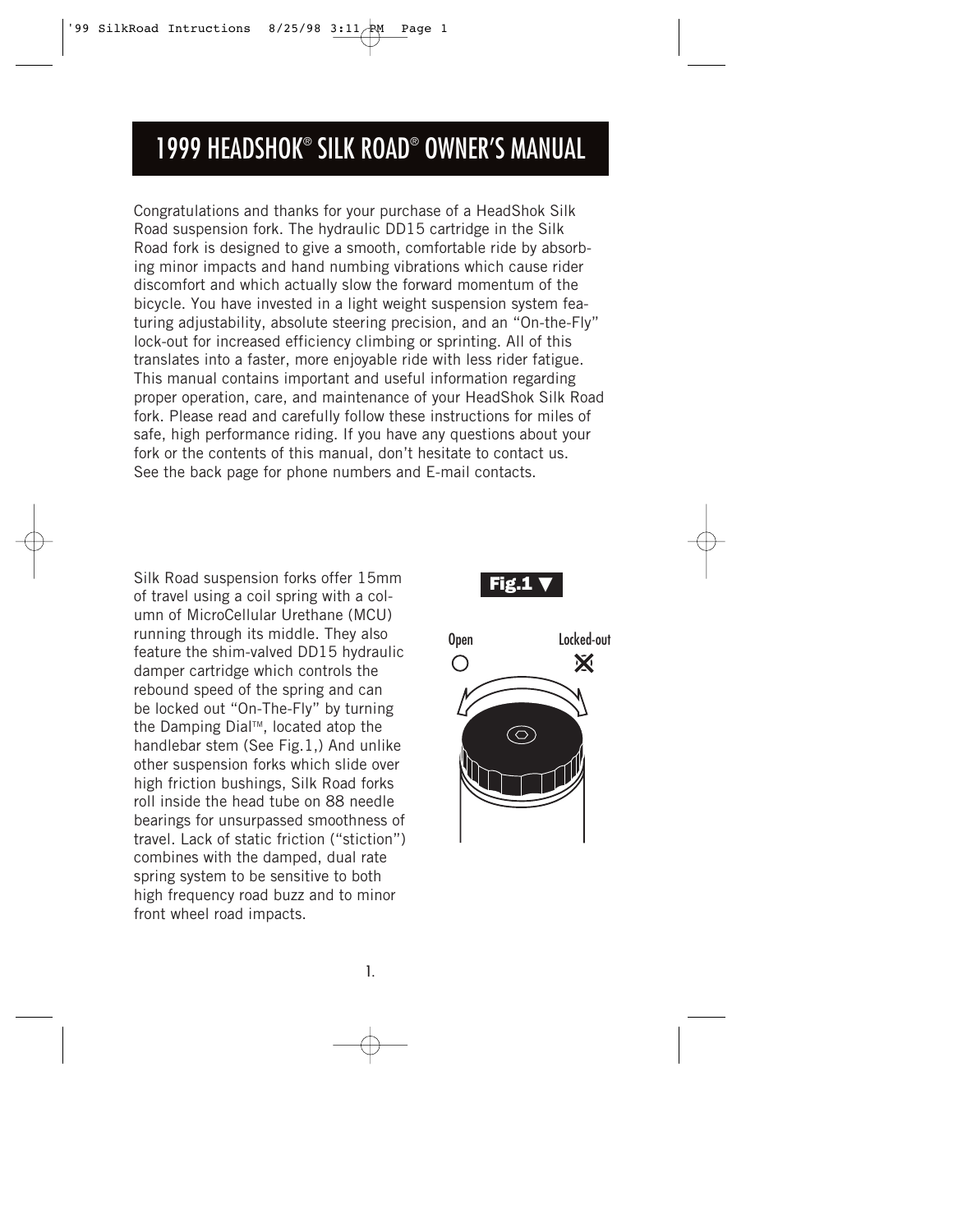# 1999 HEADSHOK® SILK ROAD® OWNER'S MANUAL

Congratulations and thanks for your purchase of a HeadShok Silk Road suspension fork. The hydraulic DD15 cartridge in the Silk Road fork is designed to give a smooth, comfortable ride by absorbing minor impacts and hand numbing vibrations which cause rider discomfort and which actually slow the forward momentum of the bicycle. You have invested in a light weight suspension system featuring adjustability, absolute steering precision, and an "On-the-Fly" lock-out for increased efficiency climbing or sprinting. All of this translates into a faster, more enjoyable ride with less rider fatigue. This manual contains important and useful information regarding proper operation, care, and maintenance of your HeadShok Silk Road fork. Please read and carefully follow these instructions for miles of safe, high performance riding. If you have any questions about your fork or the contents of this manual, don't hesitate to contact us. See the back page for phone numbers and E-mail contacts.

Silk Road suspension forks offer 15mm of travel using a coil spring with a column of MicroCellular Urethane (MCU) running through its middle. They also feature the shim-valved DD15 hydraulic damper cartridge which controls the rebound speed of the spring and can be locked out "On-The-Fly" by turning the Damping Dial™, located atop the handlebar stem (See Fig.1,) And unlike other suspension forks which slide over high friction bushings, Silk Road forks roll inside the head tube on 88 needle bearings for unsurpassed smoothness of travel. Lack of static friction ("stiction") combines with the damped, dual rate spring system to be sensitive to both high frequency road buzz and to minor front wheel road impacts.

**Fig.1 ▼**

Open

Locked-out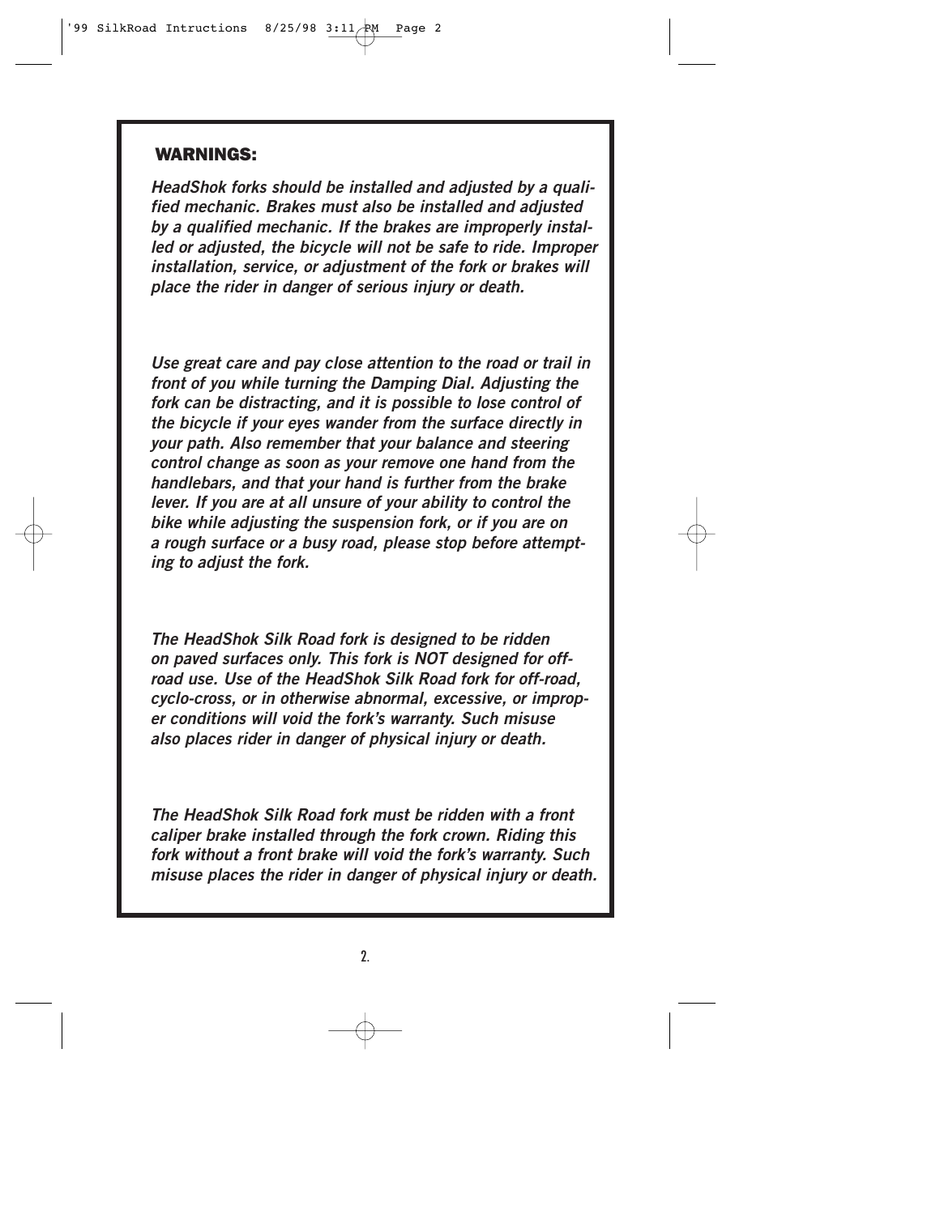## WARNINGS:

*HeadShok forks should be installed and adjusted by a qualified mechanic. Brakes must also be installed and adjusted by a qualified mechanic. If the brakes are improperly installed or adjusted, the bicycle will not be safe to ride. Improper installation, service, or adjustment of the fork or brakes will place the rider in danger of serious injury or death.*

*Use great care and pay close attention to the road or trail in front of you while turning the Damping Dial. Adjusting the fork can be distracting, and it is possible to lose control of the bicycle if your eyes wander from the surface directly in your path. Also remember that your balance and steering control change as soon as your remove one hand from the handlebars, and that your hand is further from the brake lever. If you are at all unsure of your ability to control the bike while adjusting the suspension fork, or if you are on a rough surface or a busy road, please stop before attempting to adjust the fork.*

*The HeadShok Silk Road fork is designed to be ridden on paved surfaces only. This fork is NOT designed for off-road use. Use of the HeadShok Silk Road fork for off-road, cyclo-cross, or in otherwise abnormal, excessive, or improper conditions will void the fork's warranty. Such misuse also places rider in danger of physical injury or death.*

*The HeadShok Silk Road fork must be ridden with a front caliper brake installed through the fork crown. Riding this fork without a front brake will void the fork's warranty. Such misuse places the rider in danger of physical injury or death.*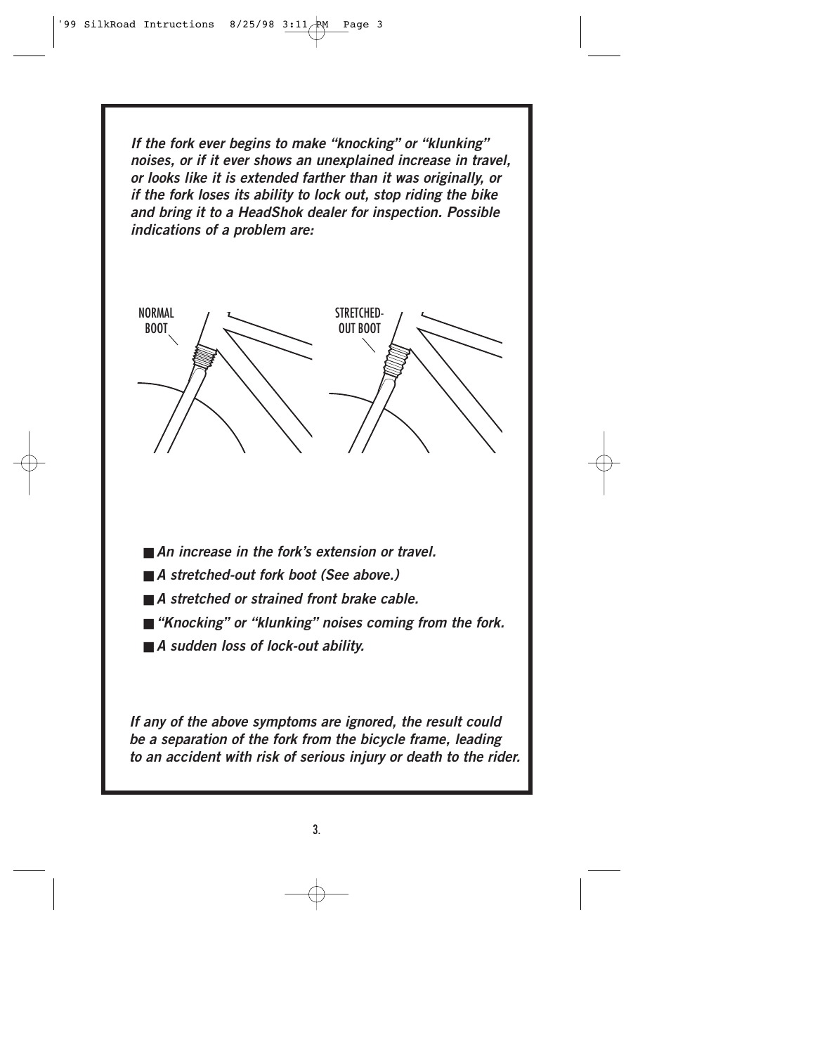***If the fork ever begins to make "knocking" or "klunking" noises, or if it ever shows an unexplained increase in travel, or looks like it is extended farther than it was originally, or if the fork loses its ability to lock out, stop riding the bike and bring it to a HeadShok dealer for inspection. Possible indications of a problem are:***

NORMAL BOOT

STRETCHED-OUT BOOT

- ***An increase in the fork's extension or travel.***
- ***A stretched-out fork boot (See above.)***
- ***A stretched or strained front brake cable.***
- ***"Knocking" or "klunking" noises coming from the fork.***
- ***A sudden loss of lock-out ability.***

***If any of the above symptoms are ignored, the result could be a separation of the fork from the bicycle frame, leading to an accident with risk of serious injury or death to the rider.***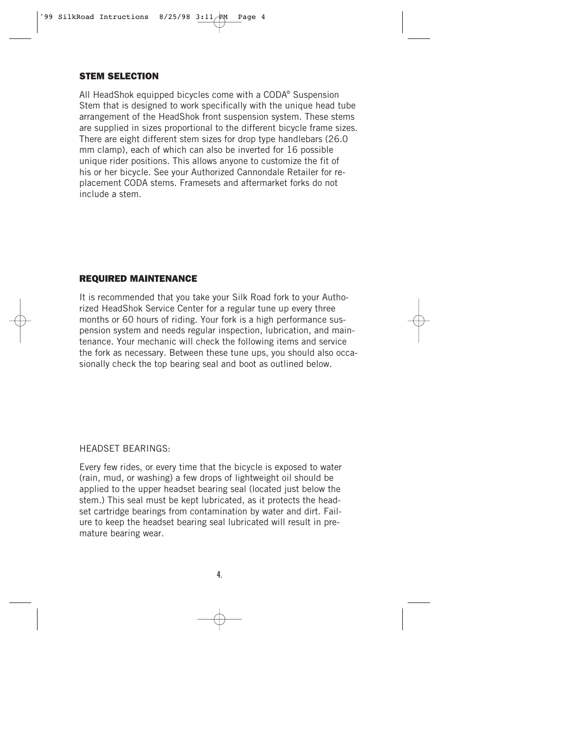## STEM SELECTION

All HeadShok equipped bicycles come with a CODA® Suspension Stem that is designed to work specifically with the unique head tube arrangement of the HeadShok front suspension system. These stems are supplied in sizes proportional to the different bicycle frame sizes. There are eight different stem sizes for drop type handlebars (26.0 mm clamp), each of which can also be inverted for 16 possible unique rider positions. This allows anyone to customize the fit of his or her bicycle. See your Authorized Cannondale Retailer for replacement CODA stems. Framesets and aftermarket forks do not include a stem.

## REQUIRED MAINTENANCE

It is recommended that you take your Silk Road fork to your Authorized HeadShok Service Center for a regular tune up every three months or 60 hours of riding. Your fork is a high performance suspension system and needs regular inspection, lubrication, and maintenance. Your mechanic will check the following items and service the fork as necessary. Between these tune ups, you should also occasionally check the top bearing seal and boot as outlined below.

HEADSET BEARINGS:

Every few rides, or every time that the bicycle is exposed to water (rain, mud, or washing) a few drops of lightweight oil should be applied to the upper headset bearing seal (located just below the stem.) This seal must be kept lubricated, as it protects the headset cartridge bearings from contamination by water and dirt. Failure to keep the headset bearing seal lubricated will result in premature bearing wear.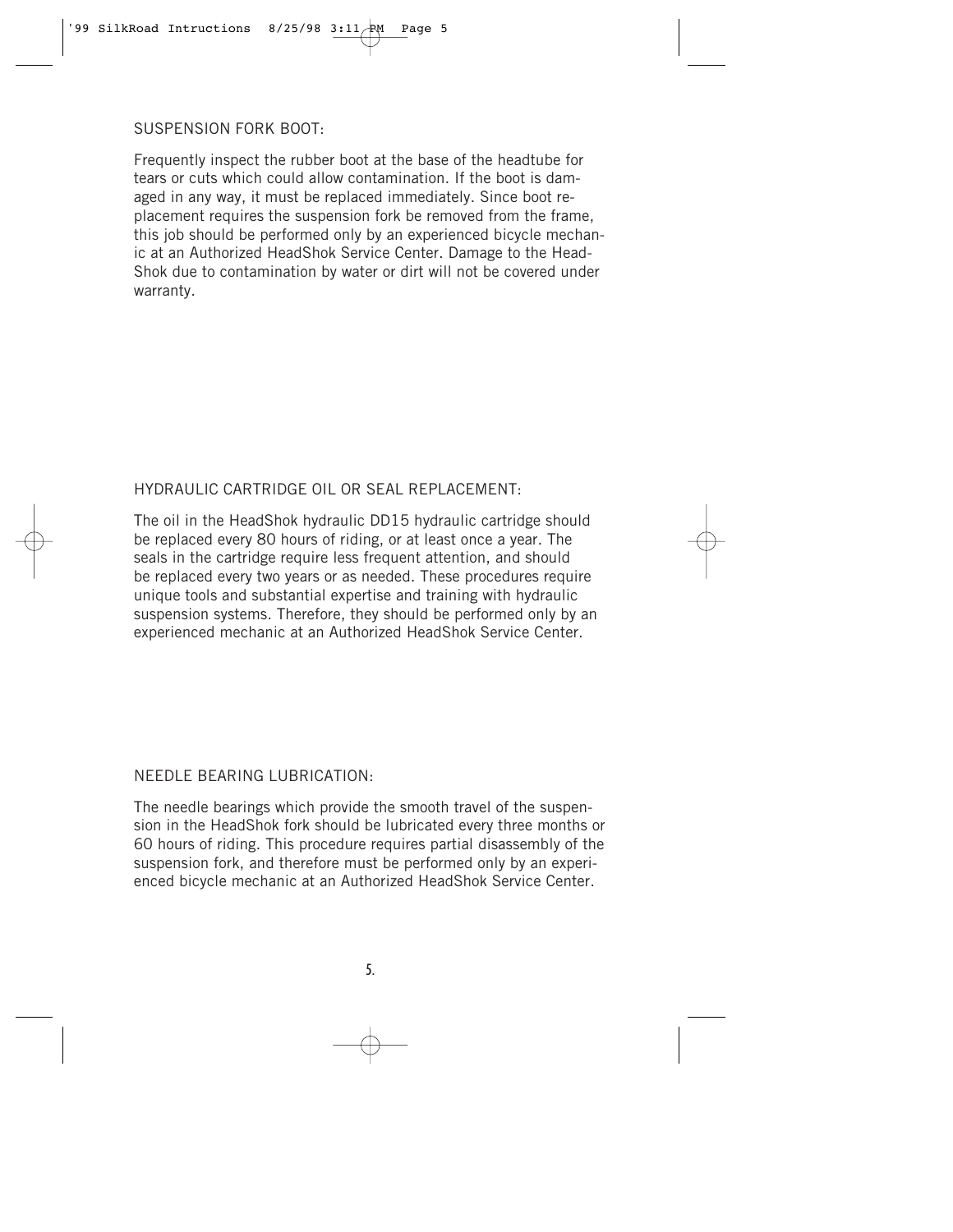## SUSPENSION FORK BOOT:

Frequently inspect the rubber boot at the base of the headtube for tears or cuts which could allow contamination. If the boot is damaged in any way, it must be replaced immediately. Since boot replacement requires the suspension fork be removed from the frame, this job should be performed only by an experienced bicycle mechanic at an Authorized HeadShok Service Center. Damage to the HeadShok due to contamination by water or dirt will not be covered under warranty.

## HYDRAULIC CARTRIDGE OIL OR SEAL REPLACEMENT:

The oil in the HeadShok hydraulic DD15 hydraulic cartridge should be replaced every 80 hours of riding, or at least once a year. The seals in the cartridge require less frequent attention, and should be replaced every two years or as needed. These procedures require unique tools and substantial expertise and training with hydraulic suspension systems. Therefore, they should be performed only by an experienced mechanic at an Authorized HeadShok Service Center.

## NEEDLE BEARING LUBRICATION:

The needle bearings which provide the smooth travel of the suspension in the HeadShok fork should be lubricated every three months or 60 hours of riding. This procedure requires partial disassembly of the suspension fork, and therefore must be performed only by an experienced bicycle mechanic at an Authorized HeadShok Service Center.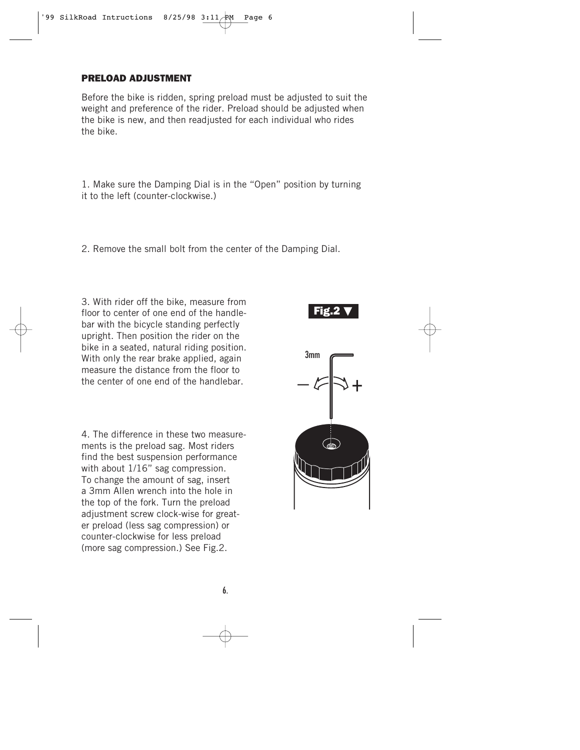## PRELOAD ADJUSTMENT

Before the bike is ridden, spring preload must be adjusted to suit the weight and preference of the rider. Preload should be adjusted when the bike is new, and then readjusted for each individual who rides the bike.

1. Make sure the Damping Dial is in the "Open" position by turning it to the left (counter-clockwise.)

2. Remove the small bolt from the center of the Damping Dial.

3. With rider off the bike, measure from floor to center of one end of the handlebar with the bicycle standing perfectly upright. Then position the rider on the bike in a seated, natural riding position. With only the rear brake applied, again measure the distance from the floor to the center of one end of the handlebar.

4. The difference in these two measurements is the preload sag. Most riders find the best suspension performance with about 1/16" sag compression. To change the amount of sag, insert a 3mm Allen wrench into the hole in the top of the fork. Turn the preload adjustment screw clock-wise for greater preload (less sag compression) or counter-clockwise for less preload (more sag compression.) See Fig.2.

**Fig.2 ▼**

3mm

−

+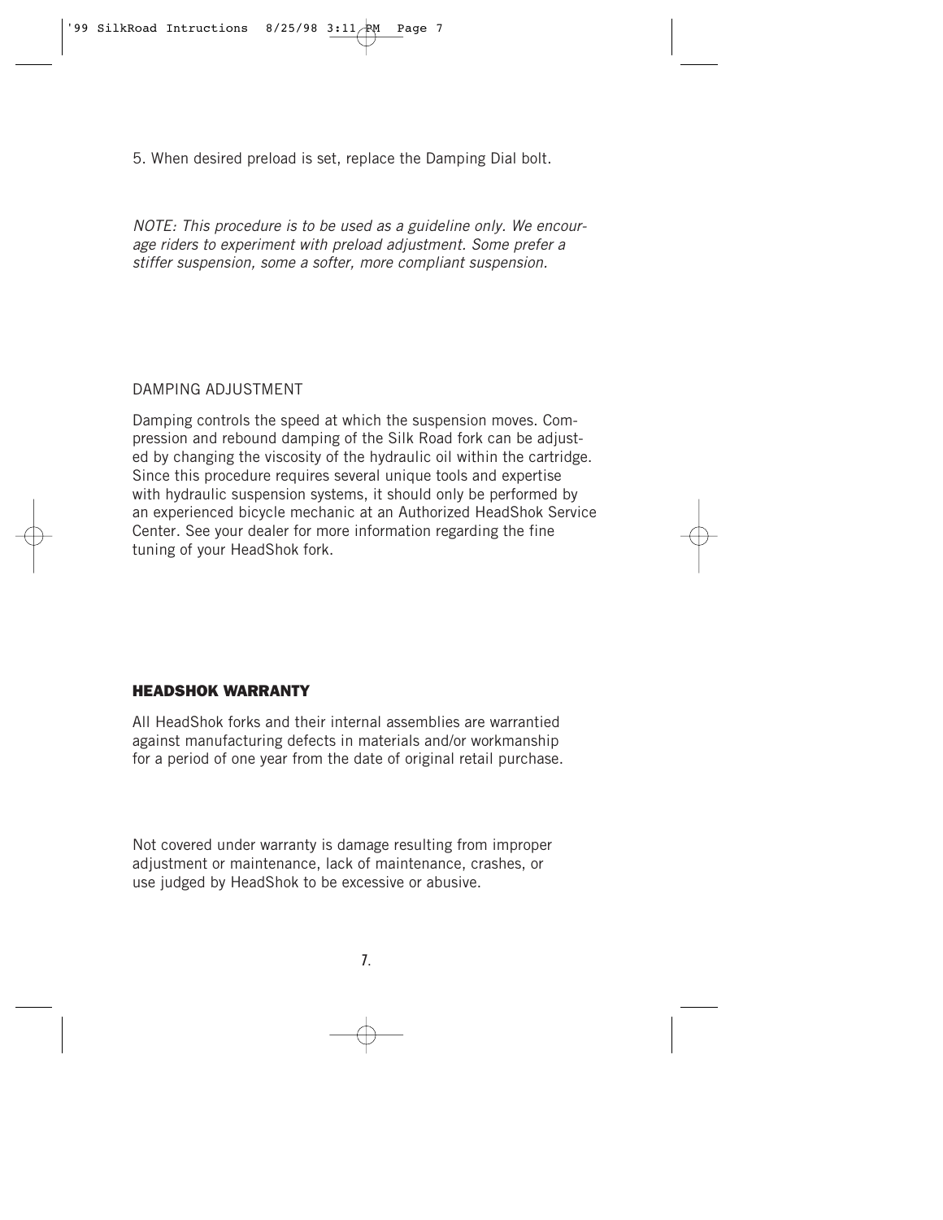5. When desired preload is set, replace the Damping Dial bolt.

*NOTE: This procedure is to be used as a guideline only. We encourage riders to experiment with preload adjustment. Some prefer a stiffer suspension, some a softer, more compliant suspension.*

## DAMPING ADJUSTMENT

Damping controls the speed at which the suspension moves. Compression and rebound damping of the Silk Road fork can be adjusted by changing the viscosity of the hydraulic oil within the cartridge. Since this procedure requires several unique tools and expertise with hydraulic suspension systems, it should only be performed by an experienced bicycle mechanic at an Authorized HeadShok Service Center. See your dealer for more information regarding the fine tuning of your HeadShok fork.

## HEADSHOK WARRANTY

All HeadShok forks and their internal assemblies are warrantied against manufacturing defects in materials and/or workmanship for a period of one year from the date of original retail purchase.

Not covered under warranty is damage resulting from improper adjustment or maintenance, lack of maintenance, crashes, or use judged by HeadShok to be excessive or abusive.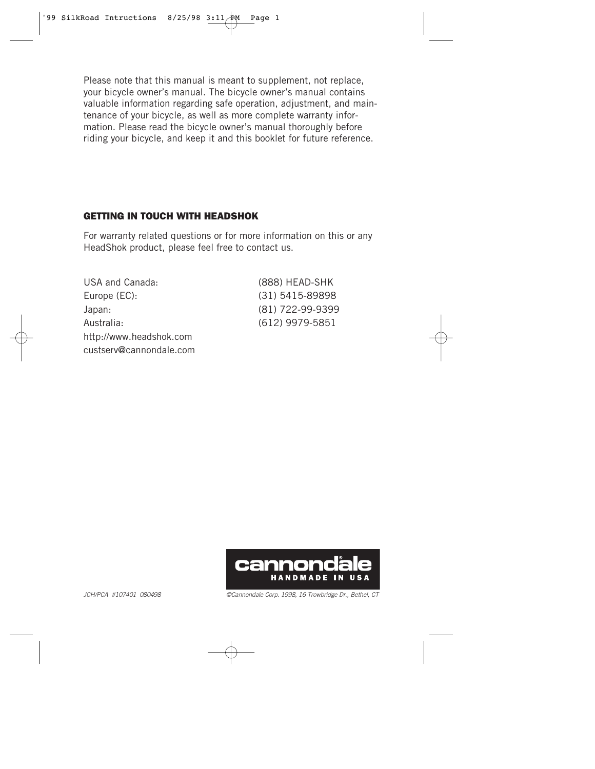Please note that this manual is meant to supplement, not replace, your bicycle owner's manual. The bicycle owner's manual contains valuable information regarding safe operation, adjustment, and maintenance of your bicycle, as well as more complete warranty information. Please read the bicycle owner's manual thoroughly before riding your bicycle, and keep it and this booklet for future reference.

## GETTING IN TOUCH WITH HEADSHOK

For warranty related questions or for more information on this or any HeadShok product, please feel free to contact us.

| | |
|---|---|
| USA and Canada: | (888) HEAD-SHK |
| Europe (EC): | (31) 5415-89898 |
| Japan: | (81) 722-99-9399 |
| Australia: | (612) 9979-5851 |

http://www.headshok.com
custserv@cannondale.com

cannondale
HANDMADE IN USA

*JCH/PCA #107401 080498*

*©Cannondale Corp. 1998, 16 Trowbridge Dr., Bethel, CT*